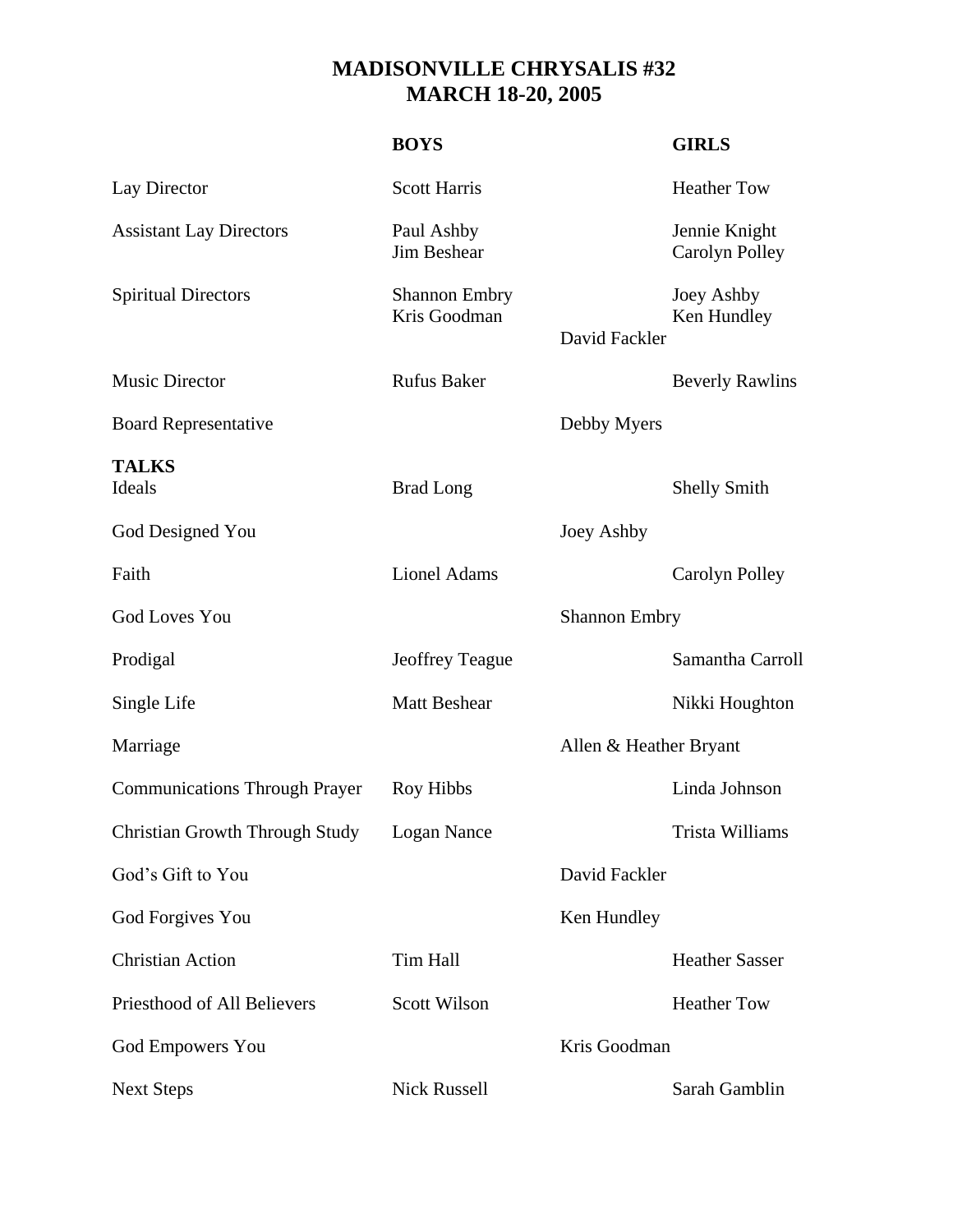# MADISONVILLE CHRYSALIS #32
## MARCH 18-20, 2005

| | BOYS | | GIRLS |
|---|---|---|---|
| Lay Director | Scott Harris | | Heather Tow |
| Assistant Lay Directors | Paul Ashby<br>Jim Beshear | | Jennie Knight<br>Carolyn Polley |
| Spiritual Directors | Shannon Embry<br>Kris Goodman | David Fackler | Joey Ashby<br>Ken Hundley |
| Music Director | Rufus Baker | | Beverly Rawlins |
| Board Representative | | Debby Myers | |
| **TALKS** | | | |
| Ideals | Brad Long | | Shelly Smith |
| God Designed You | | Joey Ashby | |
| Faith | Lionel Adams | | Carolyn Polley |
| God Loves You | | Shannon Embry | |
| Prodigal | Jeoffrey Teague | | Samantha Carroll |
| Single Life | Matt Beshear | | Nikki Houghton |
| Marriage | | Allen & Heather Bryant | |
| Communications Through Prayer | Roy Hibbs | | Linda Johnson |
| Christian Growth Through Study | Logan Nance | | Trista Williams |
| God's Gift to You | | David Fackler | |
| God Forgives You | | Ken Hundley | |
| Christian Action | Tim Hall | | Heather Sasser |
| Priesthood of All Believers | Scott Wilson | | Heather Tow |
| God Empowers You | | Kris Goodman | |
| Next Steps | Nick Russell | | Sarah Gamblin |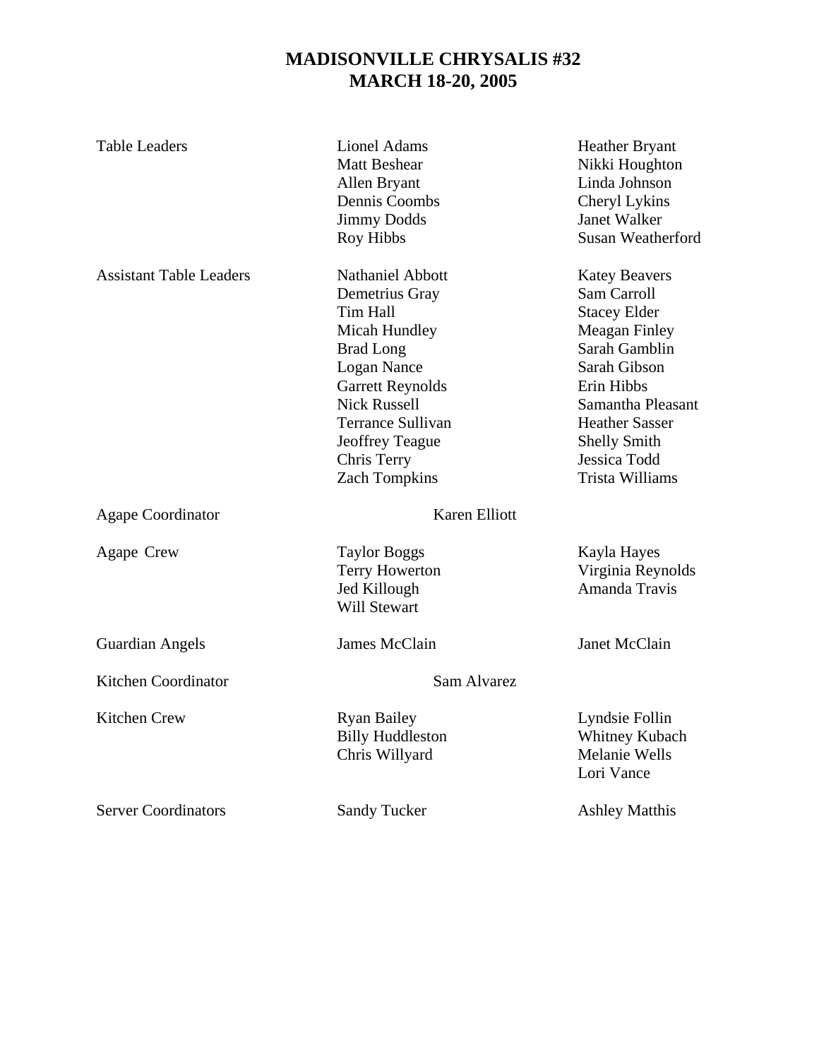# MADISONVILLE CHRYSALIS #32
# MARCH 18-20, 2005

| | | |
|---|---|---|
| Table Leaders | Lionel Adams<br>Matt Beshear<br>Allen Bryant<br>Dennis Coombs<br>Jimmy Dodds<br>Roy Hibbs | Heather Bryant<br>Nikki Houghton<br>Linda Johnson<br>Cheryl Lykins<br>Janet Walker<br>Susan Weatherford |
| Assistant Table Leaders | Nathaniel Abbott<br>Demetrius Gray<br>Tim Hall<br>Micah Hundley<br>Brad Long<br>Logan Nance<br>Garrett Reynolds<br>Nick Russell<br>Terrance Sullivan<br>Jeoffrey Teague<br>Chris Terry<br>Zach Tompkins | Katey Beavers<br>Sam Carroll<br>Stacey Elder<br>Meagan Finley<br>Sarah Gamblin<br>Sarah Gibson<br>Erin Hibbs<br>Samantha Pleasant<br>Heather Sasser<br>Shelly Smith<br>Jessica Todd<br>Trista Williams |
| Agape Coordinator | Karen Elliott | |
| Agape Crew | Taylor Boggs<br>Terry Howerton<br>Jed Killough<br>Will Stewart | Kayla Hayes<br>Virginia Reynolds<br>Amanda Travis |
| Guardian Angels | James McClain | Janet McClain |
| Kitchen Coordinator | Sam Alvarez | |
| Kitchen Crew | Ryan Bailey<br>Billy Huddleston<br>Chris Willyard | Lyndsie Follin<br>Whitney Kubach<br>Melanie Wells<br>Lori Vance |
| Server Coordinators | Sandy Tucker | Ashley Matthis |